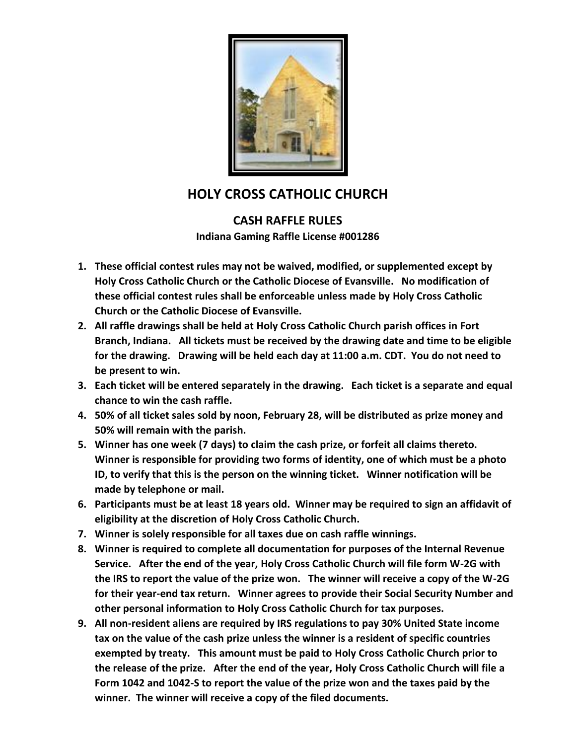# HOLY CROSS CATHOLIC CHURCH

## CASH RAFFLE RULES

**Indiana Gaming Raffle License #001286**

1. **These official contest rules may not be waived, modified, or supplemented except by Holy Cross Catholic Church or the Catholic Diocese of Evansville. No modification of these official contest rules shall be enforceable unless made by Holy Cross Catholic Church or the Catholic Diocese of Evansville.**
2. **All raffle drawings shall be held at Holy Cross Catholic Church parish offices in Fort Branch, Indiana. All tickets must be received by the drawing date and time to be eligible for the drawing. Drawing will be held each day at 11:00 a.m. CDT. You do not need to be present to win.**
3. **Each ticket will be entered separately in the drawing. Each ticket is a separate and equal chance to win the cash raffle.**
4. **50% of all ticket sales sold by noon, February 28, will be distributed as prize money and 50% will remain with the parish.**
5. **Winner has one week (7 days) to claim the cash prize, or forfeit all claims thereto. Winner is responsible for providing two forms of identity, one of which must be a photo ID, to verify that this is the person on the winning ticket. Winner notification will be made by telephone or mail.**
6. **Participants must be at least 18 years old. Winner may be required to sign an affidavit of eligibility at the discretion of Holy Cross Catholic Church.**
7. **Winner is solely responsible for all taxes due on cash raffle winnings.**
8. **Winner is required to complete all documentation for purposes of the Internal Revenue Service. After the end of the year, Holy Cross Catholic Church will file form W-2G with the IRS to report the value of the prize won. The winner will receive a copy of the W-2G for their year-end tax return. Winner agrees to provide their Social Security Number and other personal information to Holy Cross Catholic Church for tax purposes.**
9. **All non-resident aliens are required by IRS regulations to pay 30% United State income tax on the value of the cash prize unless the winner is a resident of specific countries exempted by treaty. This amount must be paid to Holy Cross Catholic Church prior to the release of the prize. After the end of the year, Holy Cross Catholic Church will file a Form 1042 and 1042-S to report the value of the prize won and the taxes paid by the winner. The winner will receive a copy of the filed documents.**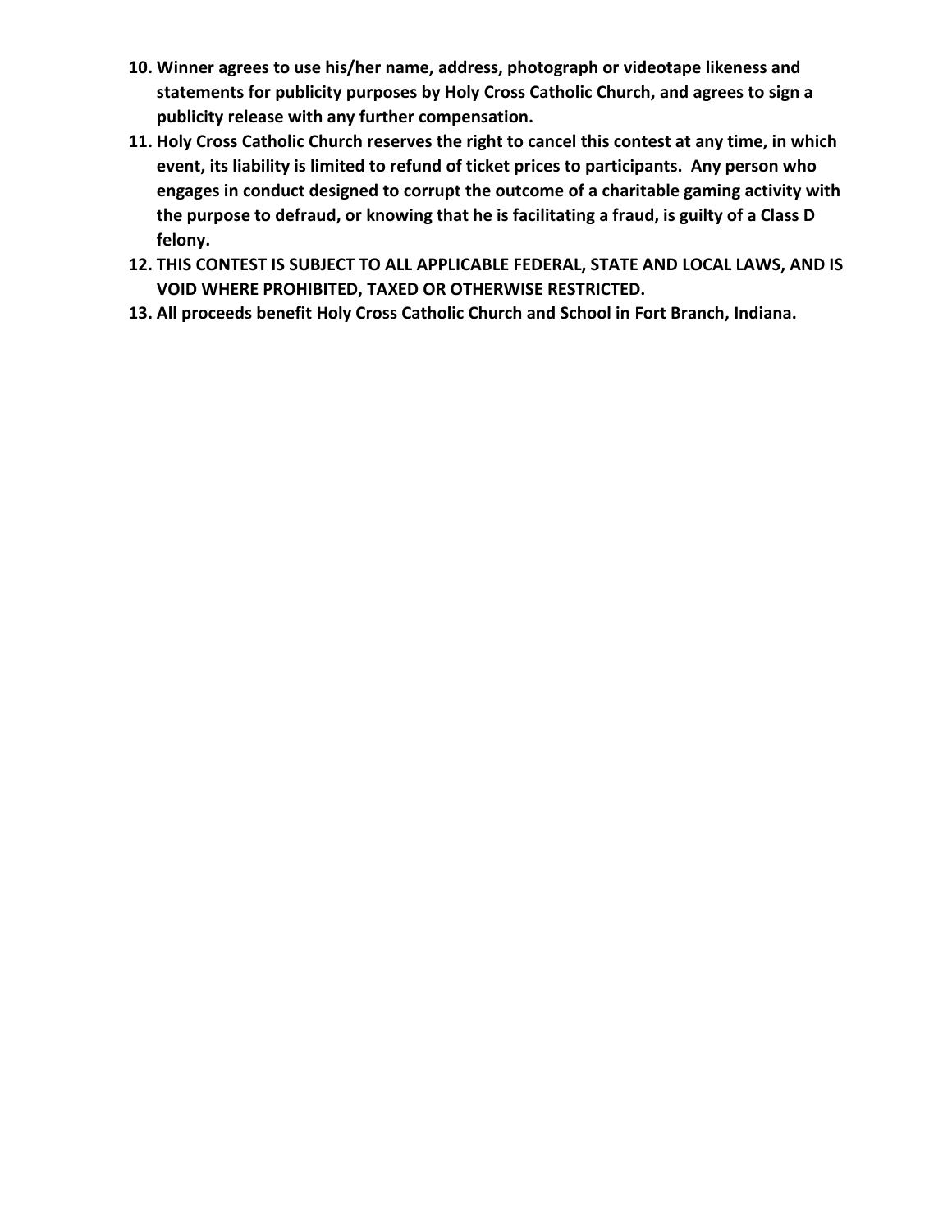10. **Winner agrees to use his/her name, address, photograph or videotape likeness and statements for publicity purposes by Holy Cross Catholic Church, and agrees to sign a publicity release with any further compensation.**
11. **Holy Cross Catholic Church reserves the right to cancel this contest at any time, in which event, its liability is limited to refund of ticket prices to participants. Any person who engages in conduct designed to corrupt the outcome of a charitable gaming activity with the purpose to defraud, or knowing that he is facilitating a fraud, is guilty of a Class D felony.**
12. **THIS CONTEST IS SUBJECT TO ALL APPLICABLE FEDERAL, STATE AND LOCAL LAWS, AND IS VOID WHERE PROHIBITED, TAXED OR OTHERWISE RESTRICTED.**
13. **All proceeds benefit Holy Cross Catholic Church and School in Fort Branch, Indiana.**